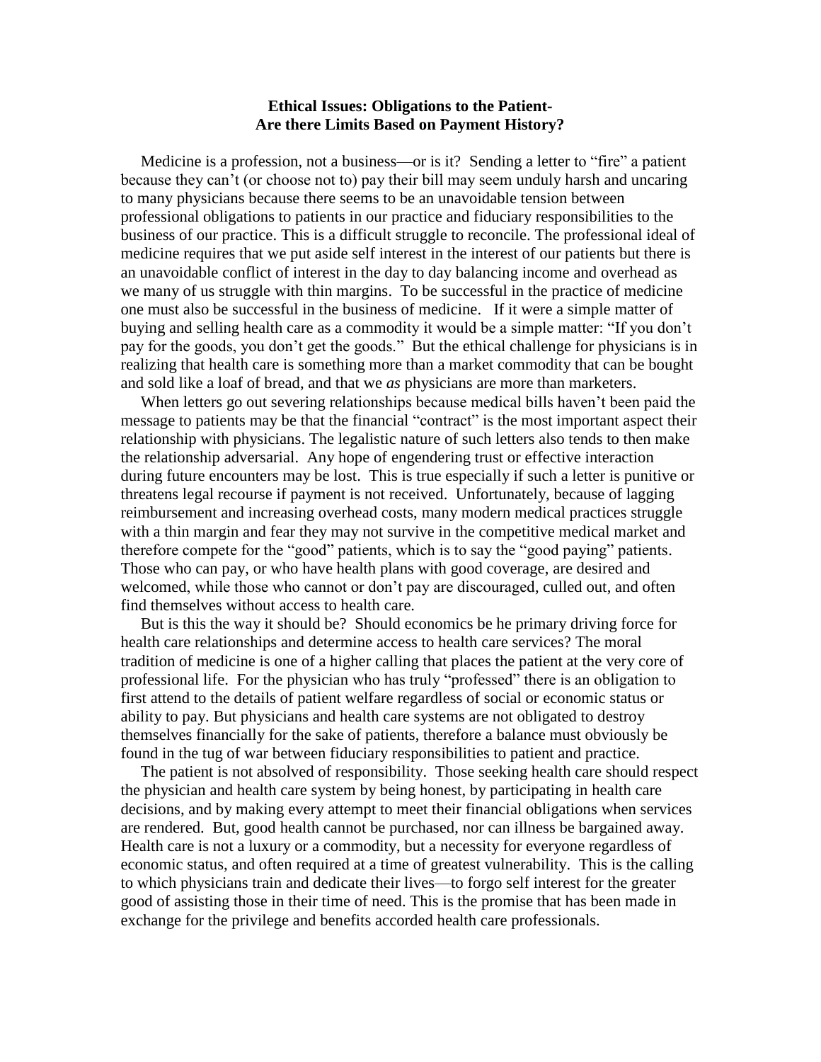**Ethical Issues: Obligations to the Patient-**
**Are there Limits Based on Payment History?**

Medicine is a profession, not a business—or is it? Sending a letter to "fire" a patient because they can't (or choose not to) pay their bill may seem unduly harsh and uncaring to many physicians because there seems to be an unavoidable tension between professional obligations to patients in our practice and fiduciary responsibilities to the business of our practice. This is a difficult struggle to reconcile. The professional ideal of medicine requires that we put aside self interest in the interest of our patients but there is an unavoidable conflict of interest in the day to day balancing income and overhead as we many of us struggle with thin margins. To be successful in the practice of medicine one must also be successful in the business of medicine. If it were a simple matter of buying and selling health care as a commodity it would be a simple matter: "If you don't pay for the goods, you don't get the goods." But the ethical challenge for physicians is in realizing that health care is something more than a market commodity that can be bought and sold like a loaf of bread, and that we *as* physicians are more than marketers.

When letters go out severing relationships because medical bills haven't been paid the message to patients may be that the financial "contract" is the most important aspect their relationship with physicians. The legalistic nature of such letters also tends to then make the relationship adversarial. Any hope of engendering trust or effective interaction during future encounters may be lost. This is true especially if such a letter is punitive or threatens legal recourse if payment is not received. Unfortunately, because of lagging reimbursement and increasing overhead costs, many modern medical practices struggle with a thin margin and fear they may not survive in the competitive medical market and therefore compete for the "good" patients, which is to say the "good paying" patients. Those who can pay, or who have health plans with good coverage, are desired and welcomed, while those who cannot or don't pay are discouraged, culled out, and often find themselves without access to health care.

But is this the way it should be? Should economics be he primary driving force for health care relationships and determine access to health care services? The moral tradition of medicine is one of a higher calling that places the patient at the very core of professional life. For the physician who has truly "professed" there is an obligation to first attend to the details of patient welfare regardless of social or economic status or ability to pay. But physicians and health care systems are not obligated to destroy themselves financially for the sake of patients, therefore a balance must obviously be found in the tug of war between fiduciary responsibilities to patient and practice.

The patient is not absolved of responsibility. Those seeking health care should respect the physician and health care system by being honest, by participating in health care decisions, and by making every attempt to meet their financial obligations when services are rendered. But, good health cannot be purchased, nor can illness be bargained away. Health care is not a luxury or a commodity, but a necessity for everyone regardless of economic status, and often required at a time of greatest vulnerability. This is the calling to which physicians train and dedicate their lives—to forgo self interest for the greater good of assisting those in their time of need. This is the promise that has been made in exchange for the privilege and benefits accorded health care professionals.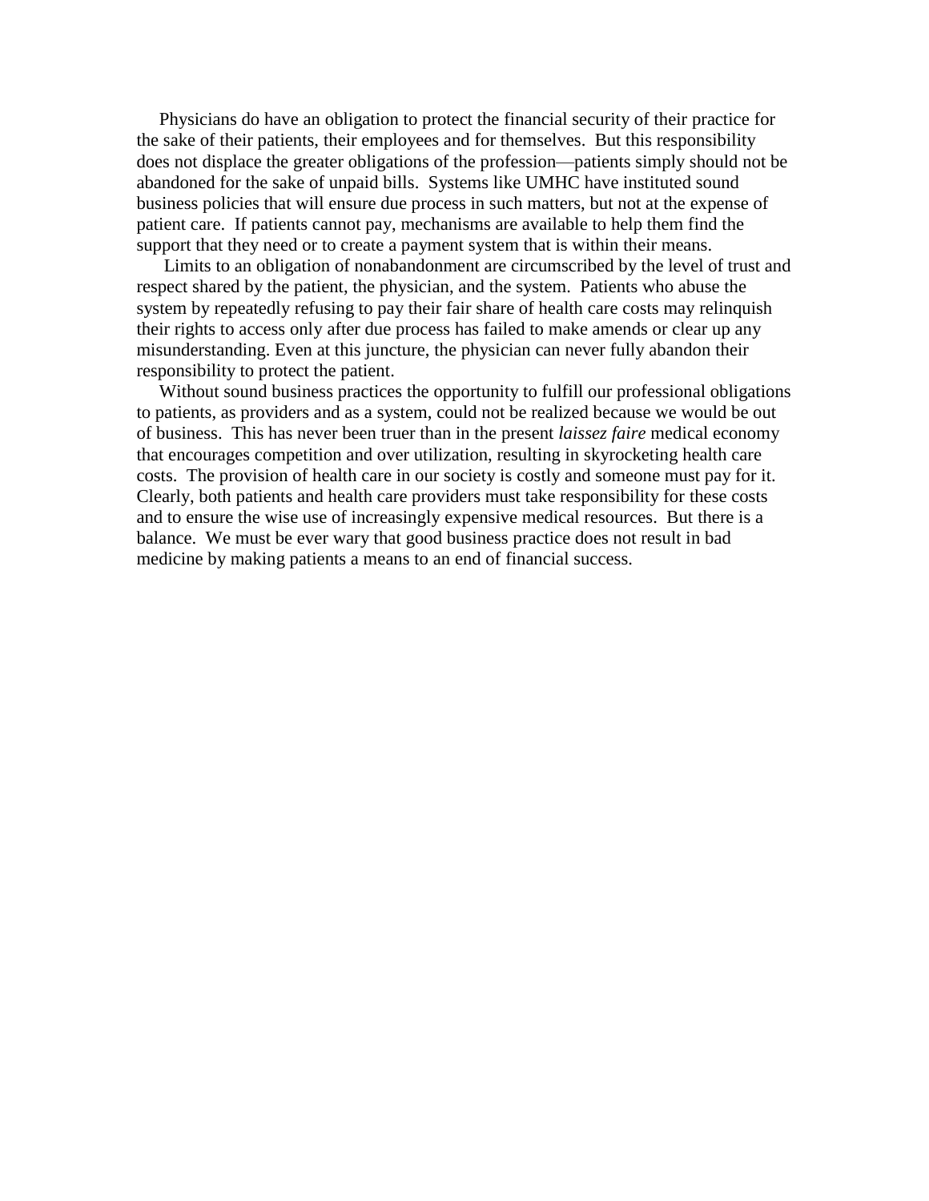Physicians do have an obligation to protect the financial security of their practice for the sake of their patients, their employees and for themselves. But this responsibility does not displace the greater obligations of the profession—patients simply should not be abandoned for the sake of unpaid bills. Systems like UMHC have instituted sound business policies that will ensure due process in such matters, but not at the expense of patient care. If patients cannot pay, mechanisms are available to help them find the support that they need or to create a payment system that is within their means.

Limits to an obligation of nonabandonment are circumscribed by the level of trust and respect shared by the patient, the physician, and the system. Patients who abuse the system by repeatedly refusing to pay their fair share of health care costs may relinquish their rights to access only after due process has failed to make amends or clear up any misunderstanding. Even at this juncture, the physician can never fully abandon their responsibility to protect the patient.

Without sound business practices the opportunity to fulfill our professional obligations to patients, as providers and as a system, could not be realized because we would be out of business. This has never been truer than in the present *laissez faire* medical economy that encourages competition and over utilization, resulting in skyrocketing health care costs. The provision of health care in our society is costly and someone must pay for it. Clearly, both patients and health care providers must take responsibility for these costs and to ensure the wise use of increasingly expensive medical resources. But there is a balance. We must be ever wary that good business practice does not result in bad medicine by making patients a means to an end of financial success.